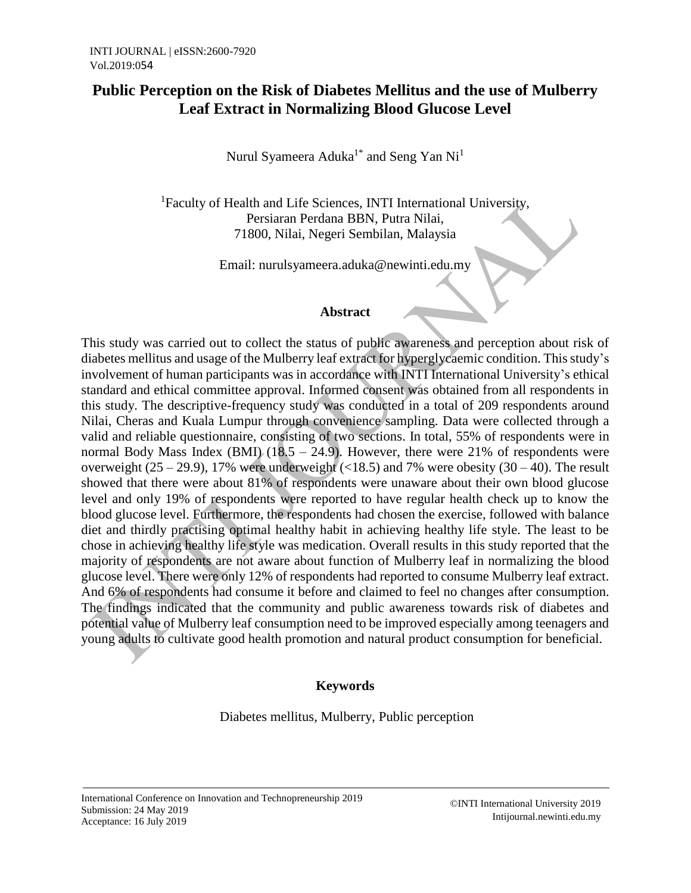# Public Perception on the Risk of Diabetes Mellitus and the use of Mulberry Leaf Extract in Normalizing Blood Glucose Level

Nurul Syameera Aduka[1*] and Seng Yan Ni[1]

[1]Faculty of Health and Life Sciences, INTI International University, Persiaran Perdana BBN, Putra Nilai, 71800, Nilai, Negeri Sembilan, Malaysia

Email: nurulsyameera.aduka@newinti.edu.my

## Abstract

This study was carried out to collect the status of public awareness and perception about risk of diabetes mellitus and usage of the Mulberry leaf extract for hyperglycaemic condition. This study's involvement of human participants was in accordance with INTI International University's ethical standard and ethical committee approval. Informed consent was obtained from all respondents in this study. The descriptive-frequency study was conducted in a total of 209 respondents around Nilai, Cheras and Kuala Lumpur through convenience sampling. Data were collected through a valid and reliable questionnaire, consisting of two sections. In total, 55% of respondents were in normal Body Mass Index (BMI) (18.5 – 24.9). However, there were 21% of respondents were overweight (25 – 29.9), 17% were underweight (<18.5) and 7% were obesity (30 – 40). The result showed that there were about 81% of respondents were unaware about their own blood glucose level and only 19% of respondents were reported to have regular health check up to know the blood glucose level. Furthermore, the respondents had chosen the exercise, followed with balance diet and thirdly practising optimal healthy habit in achieving healthy life style. The least to be chose in achieving healthy life style was medication. Overall results in this study reported that the majority of respondents are not aware about function of Mulberry leaf in normalizing the blood glucose level. There were only 12% of respondents had reported to consume Mulberry leaf extract. And 6% of respondents had consume it before and claimed to feel no changes after consumption. The findings indicated that the community and public awareness towards risk of diabetes and potential value of Mulberry leaf consumption need to be improved especially among teenagers and young adults to cultivate good health promotion and natural product consumption for beneficial.

## Keywords

Diabetes mellitus, Mulberry, Public perception

International Conference on Innovation and Technopreneurship 2019
Submission: 24 May 2019
Acceptance: 16 July 2019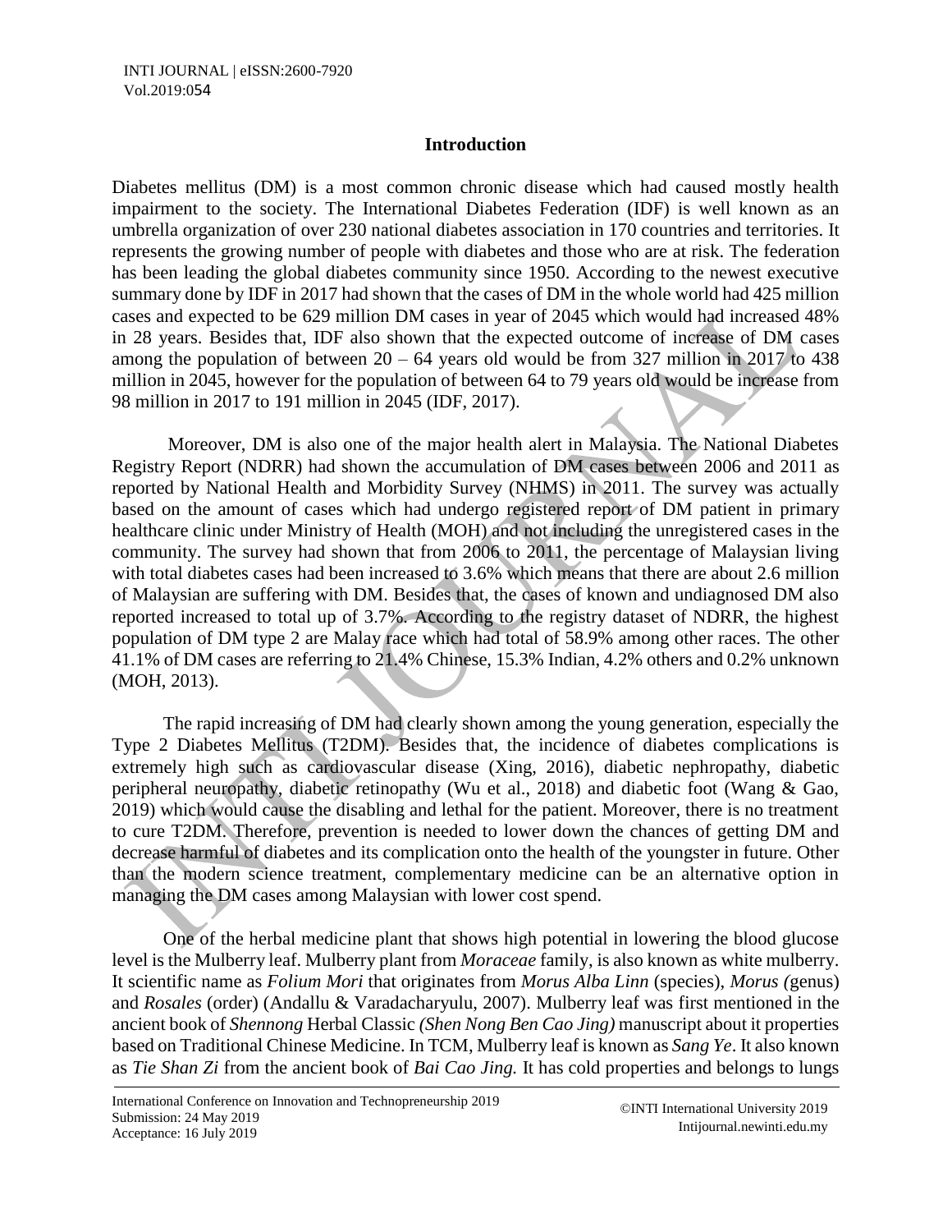## Introduction

Diabetes mellitus (DM) is a most common chronic disease which had caused mostly health impairment to the society. The International Diabetes Federation (IDF) is well known as an umbrella organization of over 230 national diabetes association in 170 countries and territories. It represents the growing number of people with diabetes and those who are at risk. The federation has been leading the global diabetes community since 1950. According to the newest executive summary done by IDF in 2017 had shown that the cases of DM in the whole world had 425 million cases and expected to be 629 million DM cases in year of 2045 which would had increased 48% in 28 years. Besides that, IDF also shown that the expected outcome of increase of DM cases among the population of between 20 – 64 years old would be from 327 million in 2017 to 438 million in 2045, however for the population of between 64 to 79 years old would be increase from 98 million in 2017 to 191 million in 2045 (IDF, 2017).

Moreover, DM is also one of the major health alert in Malaysia. The National Diabetes Registry Report (NDRR) had shown the accumulation of DM cases between 2006 and 2011 as reported by National Health and Morbidity Survey (NHMS) in 2011. The survey was actually based on the amount of cases which had undergo registered report of DM patient in primary healthcare clinic under Ministry of Health (MOH) and not including the unregistered cases in the community. The survey had shown that from 2006 to 2011, the percentage of Malaysian living with total diabetes cases had been increased to 3.6% which means that there are about 2.6 million of Malaysian are suffering with DM. Besides that, the cases of known and undiagnosed DM also reported increased to total up of 3.7%. According to the registry dataset of NDRR, the highest population of DM type 2 are Malay race which had total of 58.9% among other races. The other 41.1% of DM cases are referring to 21.4% Chinese, 15.3% Indian, 4.2% others and 0.2% unknown (MOH, 2013).

The rapid increasing of DM had clearly shown among the young generation, especially the Type 2 Diabetes Mellitus (T2DM). Besides that, the incidence of diabetes complications is extremely high such as cardiovascular disease (Xing, 2016), diabetic nephropathy, diabetic peripheral neuropathy, diabetic retinopathy (Wu et al., 2018) and diabetic foot (Wang & Gao, 2019) which would cause the disabling and lethal for the patient. Moreover, there is no treatment to cure T2DM. Therefore, prevention is needed to lower down the chances of getting DM and decrease harmful of diabetes and its complication onto the health of the youngster in future. Other than the modern science treatment, complementary medicine can be an alternative option in managing the DM cases among Malaysian with lower cost spend.

One of the herbal medicine plant that shows high potential in lowering the blood glucose level is the Mulberry leaf. Mulberry plant from *Moraceae* family, is also known as white mulberry. It scientific name as *Folium Mori* that originates from *Morus Alba Linn* (species), *Morus (*genus) and *Rosales* (order) (Andallu & Varadacharyulu, 2007). Mulberry leaf was first mentioned in the ancient book of *Shennong* Herbal Classic *(Shen Nong Ben Cao Jing)* manuscript about it properties based on Traditional Chinese Medicine. In TCM, Mulberry leaf is known as *Sang Ye*. It also known as *Tie Shan Zi* from the ancient book of *Bai Cao Jing.* It has cold properties and belongs to lungs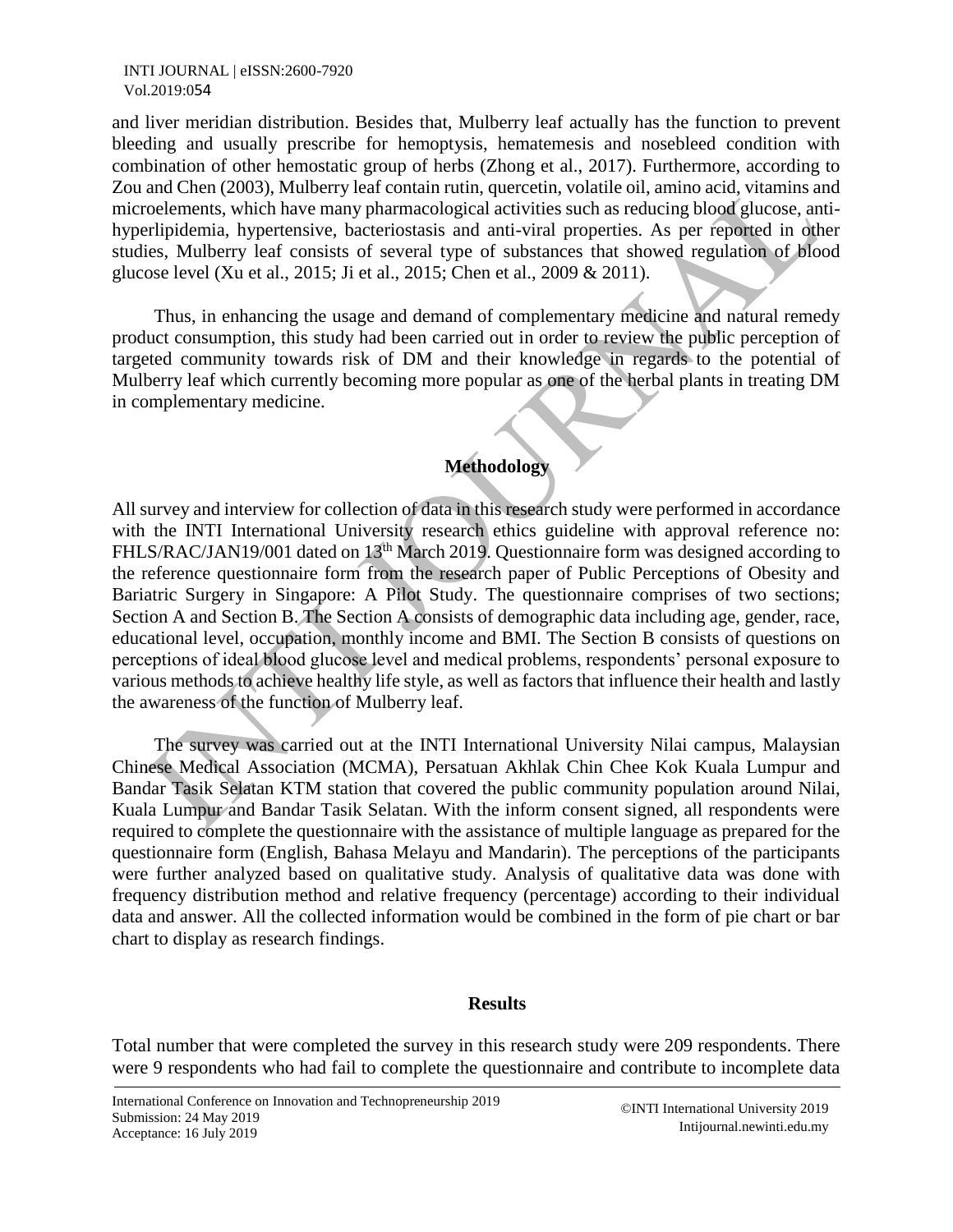and liver meridian distribution. Besides that, Mulberry leaf actually has the function to prevent bleeding and usually prescribe for hemoptysis, hematemesis and nosebleed condition with combination of other hemostatic group of herbs (Zhong et al., 2017). Furthermore, according to Zou and Chen (2003), Mulberry leaf contain rutin, quercetin, volatile oil, amino acid, vitamins and microelements, which have many pharmacological activities such as reducing blood glucose, anti-hyperlipidemia, hypertensive, bacteriostasis and anti-viral properties. As per reported in other studies, Mulberry leaf consists of several type of substances that showed regulation of blood glucose level (Xu et al., 2015; Ji et al., 2015; Chen et al., 2009 & 2011).

Thus, in enhancing the usage and demand of complementary medicine and natural remedy product consumption, this study had been carried out in order to review the public perception of targeted community towards risk of DM and their knowledge in regards to the potential of Mulberry leaf which currently becoming more popular as one of the herbal plants in treating DM in complementary medicine.

## Methodology

All survey and interview for collection of data in this research study were performed in accordance with the INTI International University research ethics guideline with approval reference no: FHLS/RAC/JAN19/001 dated on 13th March 2019. Questionnaire form was designed according to the reference questionnaire form from the research paper of Public Perceptions of Obesity and Bariatric Surgery in Singapore: A Pilot Study. The questionnaire comprises of two sections; Section A and Section B. The Section A consists of demographic data including age, gender, race, educational level, occupation, monthly income and BMI. The Section B consists of questions on perceptions of ideal blood glucose level and medical problems, respondents' personal exposure to various methods to achieve healthy life style, as well as factors that influence their health and lastly the awareness of the function of Mulberry leaf.

The survey was carried out at the INTI International University Nilai campus, Malaysian Chinese Medical Association (MCMA), Persatuan Akhlak Chin Chee Kok Kuala Lumpur and Bandar Tasik Selatan KTM station that covered the public community population around Nilai, Kuala Lumpur and Bandar Tasik Selatan. With the inform consent signed, all respondents were required to complete the questionnaire with the assistance of multiple language as prepared for the questionnaire form (English, Bahasa Melayu and Mandarin). The perceptions of the participants were further analyzed based on qualitative study. Analysis of qualitative data was done with frequency distribution method and relative frequency (percentage) according to their individual data and answer. All the collected information would be combined in the form of pie chart or bar chart to display as research findings.

## Results

Total number that were completed the survey in this research study were 209 respondents. There were 9 respondents who had fail to complete the questionnaire and contribute to incomplete data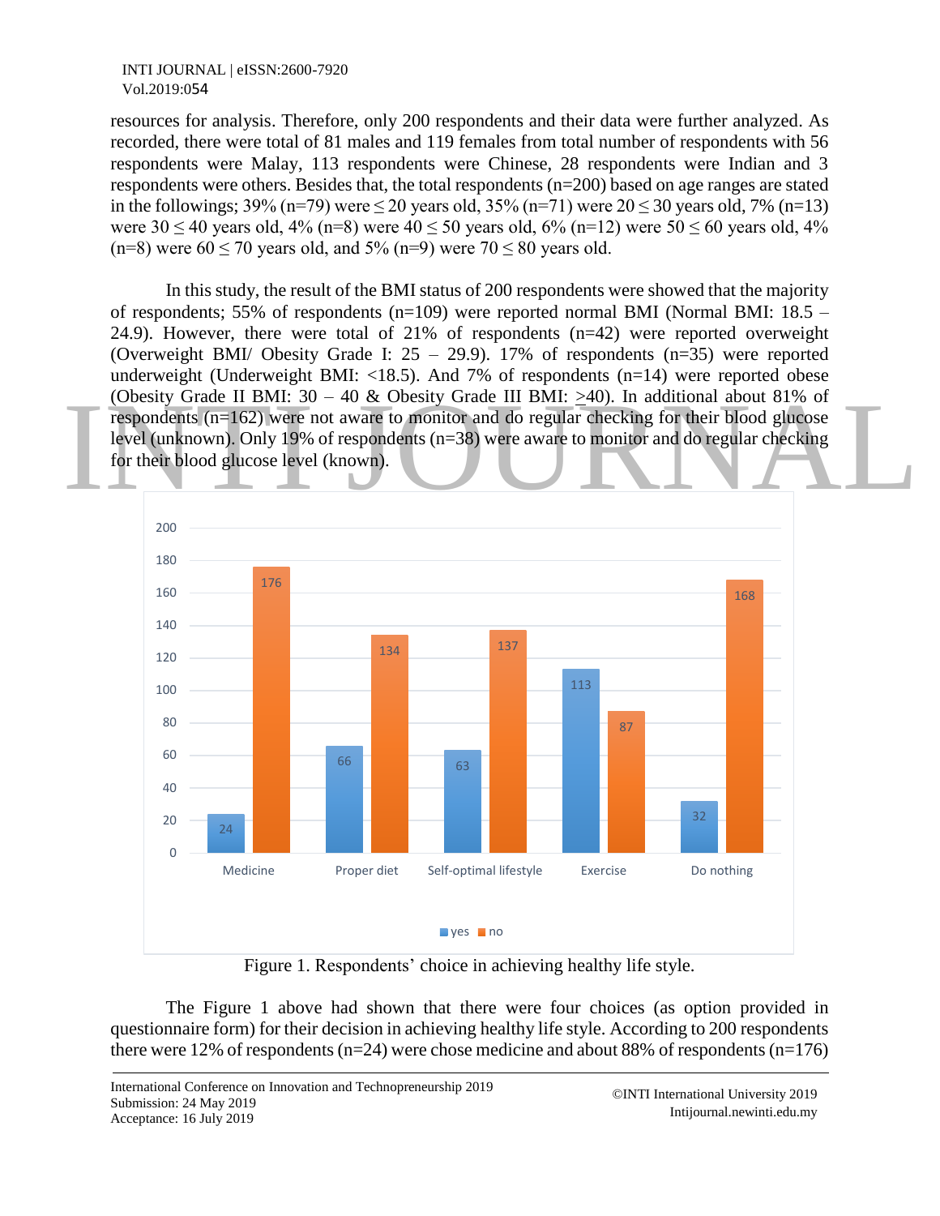resources for analysis. Therefore, only 200 respondents and their data were further analyzed. As recorded, there were total of 81 males and 119 females from total number of respondents with 56 respondents were Malay, 113 respondents were Chinese, 28 respondents were Indian and 3 respondents were others. Besides that, the total respondents (n=200) based on age ranges are stated in the followings; 39% (n=79) were ≤ 20 years old, 35% (n=71) were 20 ≤ 30 years old, 7% (n=13) were 30 ≤ 40 years old, 4% (n=8) were 40 ≤ 50 years old, 6% (n=12) were 50 ≤ 60 years old, 4% (n=8) were 60 ≤ 70 years old, and 5% (n=9) were 70 ≤ 80 years old.

In this study, the result of the BMI status of 200 respondents were showed that the majority of respondents; 55% of respondents (n=109) were reported normal BMI (Normal BMI: 18.5 – 24.9). However, there were total of 21% of respondents (n=42) were reported overweight (Overweight BMI/ Obesity Grade I: 25 – 29.9). 17% of respondents (n=35) were reported underweight (Underweight BMI: <18.5). And 7% of respondents (n=14) were reported obese (Obesity Grade II BMI: 30 – 40 & Obesity Grade III BMI: ≥40). In additional about 81% of respondents (n=162) were not aware to monitor and do regular checking for their blood glucose level (unknown). Only 19% of respondents (n=38) were aware to monitor and do regular checking for their blood glucose level (known).

| | yes | no |
|---|---|---|
| Medicine | 24 | 176 |
| Proper diet | 66 | 134 |
| Self-optimal lifestyle | 63 | 137 |
| Exercise | 113 | 87 |
| Do nothing | 32 | 168 |

Figure 1. Respondents' choice in achieving healthy life style.

The Figure 1 above had shown that there were four choices (as option provided in questionnaire form) for their decision in achieving healthy life style. According to 200 respondents there were 12% of respondents (n=24) were chose medicine and about 88% of respondents (n=176)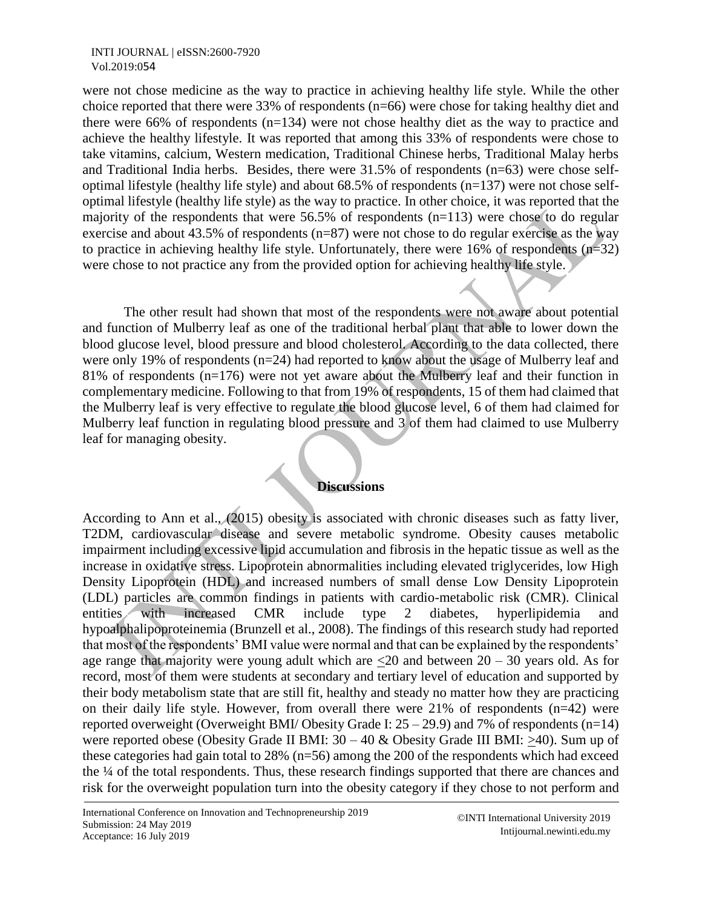were not chose medicine as the way to practice in achieving healthy life style. While the other choice reported that there were 33% of respondents (n=66) were chose for taking healthy diet and there were 66% of respondents (n=134) were not chose healthy diet as the way to practice and achieve the healthy lifestyle. It was reported that among this 33% of respondents were chose to take vitamins, calcium, Western medication, Traditional Chinese herbs, Traditional Malay herbs and Traditional India herbs. Besides, there were 31.5% of respondents (n=63) were chose self-optimal lifestyle (healthy life style) and about 68.5% of respondents (n=137) were not chose self-optimal lifestyle (healthy life style) as the way to practice. In other choice, it was reported that the majority of the respondents that were 56.5% of respondents (n=113) were chose to do regular exercise and about 43.5% of respondents (n=87) were not chose to do regular exercise as the way to practice in achieving healthy life style. Unfortunately, there were 16% of respondents (n=32) were chose to not practice any from the provided option for achieving healthy life style.

The other result had shown that most of the respondents were not aware about potential and function of Mulberry leaf as one of the traditional herbal plant that able to lower down the blood glucose level, blood pressure and blood cholesterol. According to the data collected, there were only 19% of respondents (n=24) had reported to know about the usage of Mulberry leaf and 81% of respondents (n=176) were not yet aware about the Mulberry leaf and their function in complementary medicine. Following to that from 19% of respondents, 15 of them had claimed that the Mulberry leaf is very effective to regulate the blood glucose level, 6 of them had claimed for Mulberry leaf function in regulating blood pressure and 3 of them had claimed to use Mulberry leaf for managing obesity.

## Discussions

According to Ann et al., (2015) obesity is associated with chronic diseases such as fatty liver, T2DM, cardiovascular disease and severe metabolic syndrome. Obesity causes metabolic impairment including excessive lipid accumulation and fibrosis in the hepatic tissue as well as the increase in oxidative stress. Lipoprotein abnormalities including elevated triglycerides, low High Density Lipoprotein (HDL) and increased numbers of small dense Low Density Lipoprotein (LDL) particles are common findings in patients with cardio-metabolic risk (CMR). Clinical entities with increased CMR include type 2 diabetes, hyperlipidemia and hypoalphalipoproteinemia (Brunzell et al., 2008). The findings of this research study had reported that most of the respondents' BMI value were normal and that can be explained by the respondents' age range that majority were young adult which are $\leq$20 and between 20 – 30 years old. As for record, most of them were students at secondary and tertiary level of education and supported by their body metabolism state that are still fit, healthy and steady no matter how they are practicing on their daily life style. However, from overall there were 21% of respondents (n=42) were reported overweight (Overweight BMI/ Obesity Grade I: 25 – 29.9) and 7% of respondents (n=14) were reported obese (Obesity Grade II BMI: 30 – 40 & Obesity Grade III BMI: $\geq$40). Sum up of these categories had gain total to 28% (n=56) among the 200 of the respondents which had exceed the ¼ of the total respondents. Thus, these research findings supported that there are chances and risk for the overweight population turn into the obesity category if they chose to not perform and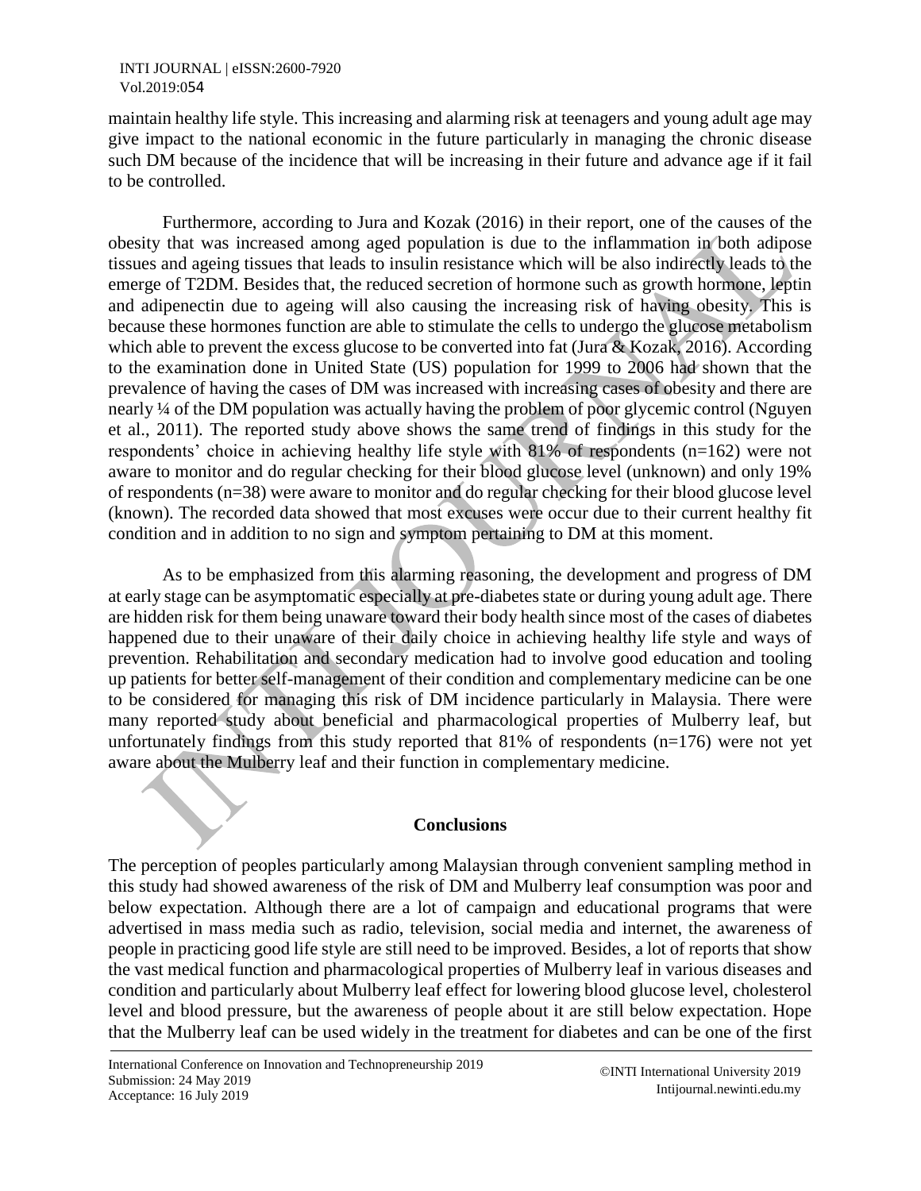maintain healthy life style. This increasing and alarming risk at teenagers and young adult age may give impact to the national economic in the future particularly in managing the chronic disease such DM because of the incidence that will be increasing in their future and advance age if it fail to be controlled.

Furthermore, according to Jura and Kozak (2016) in their report, one of the causes of the obesity that was increased among aged population is due to the inflammation in both adipose tissues and ageing tissues that leads to insulin resistance which will be also indirectly leads to the emerge of T2DM. Besides that, the reduced secretion of hormone such as growth hormone, leptin and adipenectin due to ageing will also causing the increasing risk of having obesity. This is because these hormones function are able to stimulate the cells to undergo the glucose metabolism which able to prevent the excess glucose to be converted into fat (Jura & Kozak, 2016). According to the examination done in United State (US) population for 1999 to 2006 had shown that the prevalence of having the cases of DM was increased with increasing cases of obesity and there are nearly ¼ of the DM population was actually having the problem of poor glycemic control (Nguyen et al., 2011). The reported study above shows the same trend of findings in this study for the respondents' choice in achieving healthy life style with 81% of respondents (n=162) were not aware to monitor and do regular checking for their blood glucose level (unknown) and only 19% of respondents (n=38) were aware to monitor and do regular checking for their blood glucose level (known). The recorded data showed that most excuses were occur due to their current healthy fit condition and in addition to no sign and symptom pertaining to DM at this moment.

As to be emphasized from this alarming reasoning, the development and progress of DM at early stage can be asymptomatic especially at pre-diabetes state or during young adult age. There are hidden risk for them being unaware toward their body health since most of the cases of diabetes happened due to their unaware of their daily choice in achieving healthy life style and ways of prevention. Rehabilitation and secondary medication had to involve good education and tooling up patients for better self-management of their condition and complementary medicine can be one to be considered for managing this risk of DM incidence particularly in Malaysia. There were many reported study about beneficial and pharmacological properties of Mulberry leaf, but unfortunately findings from this study reported that 81% of respondents (n=176) were not yet aware about the Mulberry leaf and their function in complementary medicine.

## Conclusions

The perception of peoples particularly among Malaysian through convenient sampling method in this study had showed awareness of the risk of DM and Mulberry leaf consumption was poor and below expectation. Although there are a lot of campaign and educational programs that were advertised in mass media such as radio, television, social media and internet, the awareness of people in practicing good life style are still need to be improved. Besides, a lot of reports that show the vast medical function and pharmacological properties of Mulberry leaf in various diseases and condition and particularly about Mulberry leaf effect for lowering blood glucose level, cholesterol level and blood pressure, but the awareness of people about it are still below expectation. Hope that the Mulberry leaf can be used widely in the treatment for diabetes and can be one of the first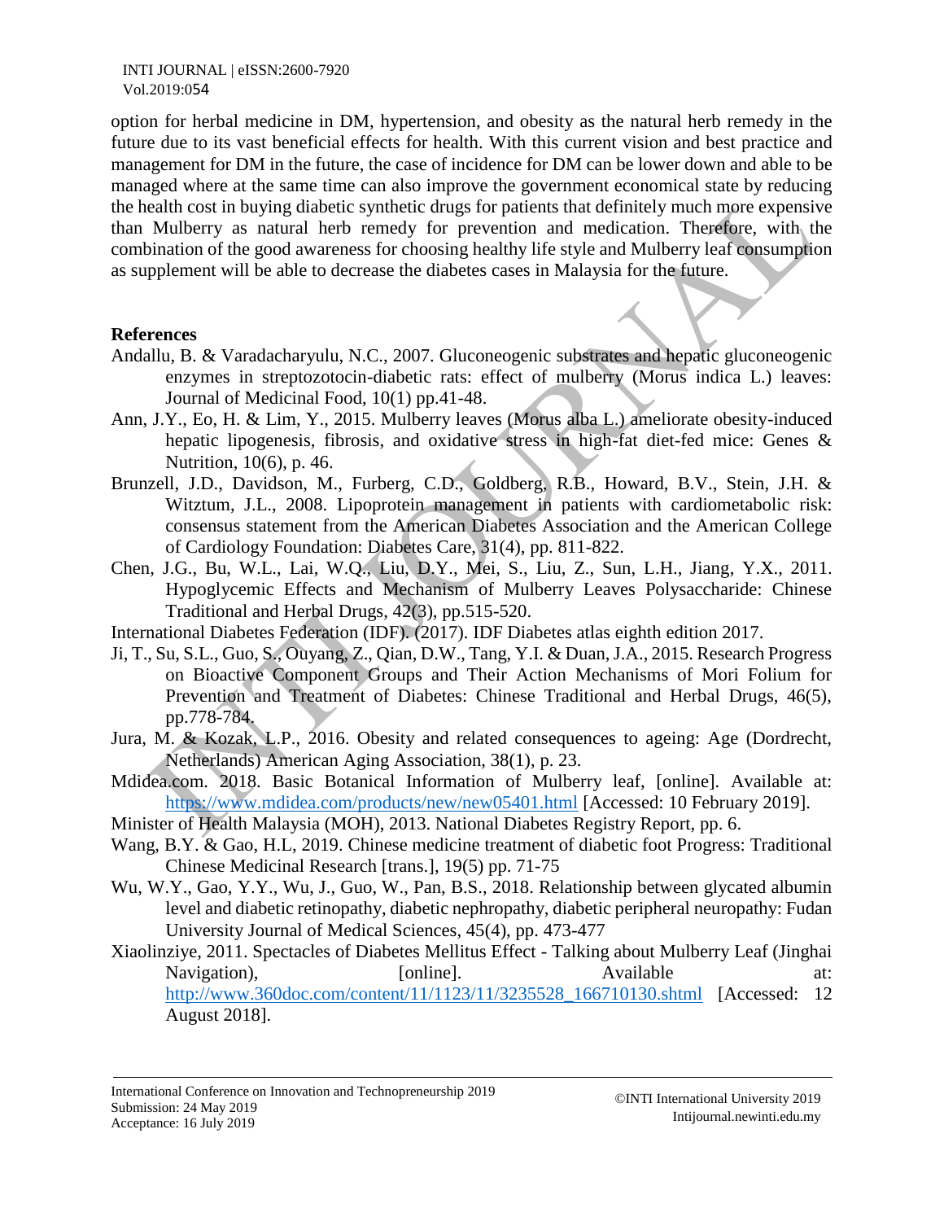option for herbal medicine in DM, hypertension, and obesity as the natural herb remedy in the future due to its vast beneficial effects for health. With this current vision and best practice and management for DM in the future, the case of incidence for DM can be lower down and able to be managed where at the same time can also improve the government economical state by reducing the health cost in buying diabetic synthetic drugs for patients that definitely much more expensive than Mulberry as natural herb remedy for prevention and medication. Therefore, with the combination of the good awareness for choosing healthy life style and Mulberry leaf consumption as supplement will be able to decrease the diabetes cases in Malaysia for the future.

## References

Andallu, B. & Varadacharyulu, N.C., 2007. Gluconeogenic substrates and hepatic gluconeogenic enzymes in streptozotocin-diabetic rats: effect of mulberry (Morus indica L.) leaves: Journal of Medicinal Food, 10(1) pp.41-48.

Ann, J.Y., Eo, H. & Lim, Y., 2015. Mulberry leaves (Morus alba L.) ameliorate obesity-induced hepatic lipogenesis, fibrosis, and oxidative stress in high-fat diet-fed mice: Genes & Nutrition, 10(6), p. 46.

Brunzell, J.D., Davidson, M., Furberg, C.D., Goldberg, R.B., Howard, B.V., Stein, J.H. & Witztum, J.L., 2008. Lipoprotein management in patients with cardiometabolic risk: consensus statement from the American Diabetes Association and the American College of Cardiology Foundation: Diabetes Care, 31(4), pp. 811-822.

Chen, J.G., Bu, W.L., Lai, W.Q., Liu, D.Y., Mei, S., Liu, Z., Sun, L.H., Jiang, Y.X., 2011. Hypoglycemic Effects and Mechanism of Mulberry Leaves Polysaccharide: Chinese Traditional and Herbal Drugs, 42(3), pp.515-520.

International Diabetes Federation (IDF). (2017). IDF Diabetes atlas eighth edition 2017.

Ji, T., Su, S.L., Guo, S., Ouyang, Z., Qian, D.W., Tang, Y.I. & Duan, J.A., 2015. Research Progress on Bioactive Component Groups and Their Action Mechanisms of Mori Folium for Prevention and Treatment of Diabetes: Chinese Traditional and Herbal Drugs, 46(5), pp.778-784.

Jura, M. & Kozak, L.P., 2016. Obesity and related consequences to ageing: Age (Dordrecht, Netherlands) American Aging Association, 38(1), p. 23.

Mdidea.com. 2018. Basic Botanical Information of Mulberry leaf, [online]. Available at: https://www.mdidea.com/products/new/new05401.html [Accessed: 10 February 2019].

Minister of Health Malaysia (MOH), 2013. National Diabetes Registry Report, pp. 6.

Wang, B.Y. & Gao, H.L, 2019. Chinese medicine treatment of diabetic foot Progress: Traditional Chinese Medicinal Research [trans.], 19(5) pp. 71-75

Wu, W.Y., Gao, Y.Y., Wu, J., Guo, W., Pan, B.S., 2018. Relationship between glycated albumin level and diabetic retinopathy, diabetic nephropathy, diabetic peripheral neuropathy: Fudan University Journal of Medical Sciences, 45(4), pp. 473-477

Xiaolinziye, 2011. Spectacles of Diabetes Mellitus Effect - Talking about Mulberry Leaf (Jinghai Navigation), [online]. Available at: http://www.360doc.com/content/11/1123/11/3235528_166710130.shtml [Accessed: 12 August 2018].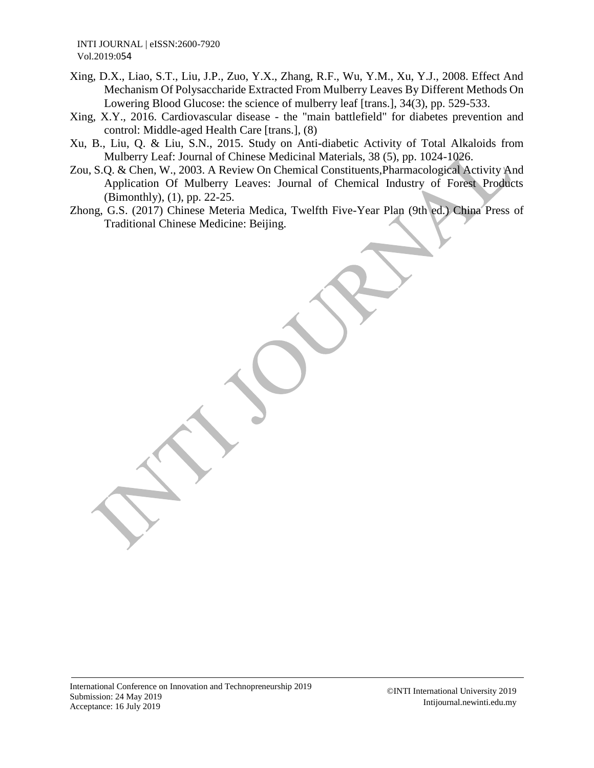Xing, D.X., Liao, S.T., Liu, J.P., Zuo, Y.X., Zhang, R.F., Wu, Y.M., Xu, Y.J., 2008. Effect And Mechanism Of Polysaccharide Extracted From Mulberry Leaves By Different Methods On Lowering Blood Glucose: the science of mulberry leaf [trans.], 34(3), pp. 529-533.

Xing, X.Y., 2016. Cardiovascular disease - the "main battlefield" for diabetes prevention and control: Middle-aged Health Care [trans.], (8)

Xu, B., Liu, Q. & Liu, S.N., 2015. Study on Anti-diabetic Activity of Total Alkaloids from Mulberry Leaf: Journal of Chinese Medicinal Materials, 38 (5), pp. 1024-1026.

Zou, S.Q. & Chen, W., 2003. A Review On Chemical Constituents,Pharmacological Activity And Application Of Mulberry Leaves: Journal of Chemical Industry of Forest Products (Bimonthly), (1), pp. 22-25.

Zhong, G.S. (2017) Chinese Meteria Medica, Twelfth Five-Year Plan (9th ed.) China Press of Traditional Chinese Medicine: Beijing.